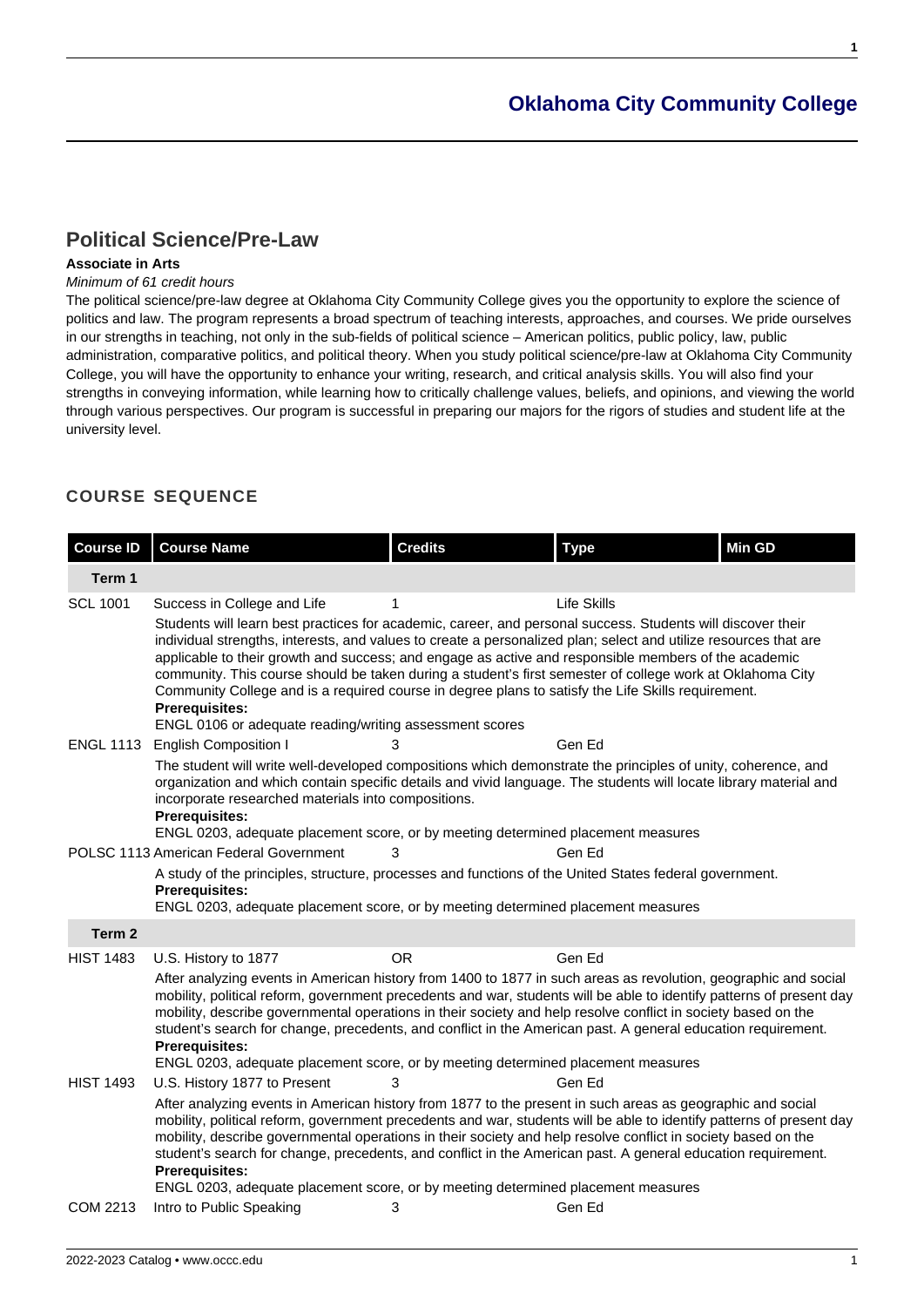## Oklahoma City Community College

# Political Science/Pre-Law

**Associate in Arts**

*Minimum of 61 credit hours*

The political science/pre-law degree at Oklahoma City Community College gives you the opportunity to explore the science of politics and law. The program represents a broad spectrum of teaching interests, approaches, and courses. We pride ourselves in our strengths in teaching, not only in the sub-fields of political science – American politics, public policy, law, public administration, comparative politics, and political theory. When you study political science/pre-law at Oklahoma City Community College, you will have the opportunity to enhance your writing, research, and critical analysis skills. You will also find your strengths in conveying information, while learning how to critically challenge values, beliefs, and opinions, and viewing the world through various perspectives. Our program is successful in preparing our majors for the rigors of studies and student life at the university level.

## COURSE SEQUENCE

| Course ID | Course Name | Credits | Type | Min GD |
|---|---|---|---|---|
| **Term 1** | | | | |
| SCL 1001 | Success in College and Life | 1 | Life Skills | |
| | Students will learn best practices for academic, career, and personal success. Students will discover their individual strengths, interests, and values to create a personalized plan; select and utilize resources that are applicable to their growth and success; and engage as active and responsible members of the academic community. This course should be taken during a student's first semester of college work at Oklahoma City Community College and is a required course in degree plans to satisfy the Life Skills requirement. **Prerequisites:** ENGL 0106 or adequate reading/writing assessment scores | | | |
| ENGL 1113 | English Composition I | 3 | Gen Ed | |
| | The student will write well-developed compositions which demonstrate the principles of unity, coherence, and organization and which contain specific details and vivid language. The students will locate library material and incorporate researched materials into compositions. **Prerequisites:** ENGL 0203, adequate placement score, or by meeting determined placement measures | | | |
| POLSC 1113 | American Federal Government | 3 | Gen Ed | |
| | A study of the principles, structure, processes and functions of the United States federal government. **Prerequisites:** ENGL 0203, adequate placement score, or by meeting determined placement measures | | | |
| **Term 2** | | | | |
| HIST 1483 | U.S. History to 1877 | OR | Gen Ed | |
| | After analyzing events in American history from 1400 to 1877 in such areas as revolution, geographic and social mobility, political reform, government precedents and war, students will be able to identify patterns of present day mobility, describe governmental operations in their society and help resolve conflict in society based on the student's search for change, precedents, and conflict in the American past. A general education requirement. **Prerequisites:** ENGL 0203, adequate placement score, or by meeting determined placement measures | | | |
| HIST 1493 | U.S. History 1877 to Present | 3 | Gen Ed | |
| | After analyzing events in American history from 1877 to the present in such areas as geographic and social mobility, political reform, government precedents and war, students will be able to identify patterns of present day mobility, describe governmental operations in their society and help resolve conflict in society based on the student's search for change, precedents, and conflict in the American past. A general education requirement. **Prerequisites:** ENGL 0203, adequate placement score, or by meeting determined placement measures | | | |
| COM 2213 | Intro to Public Speaking | 3 | Gen Ed | |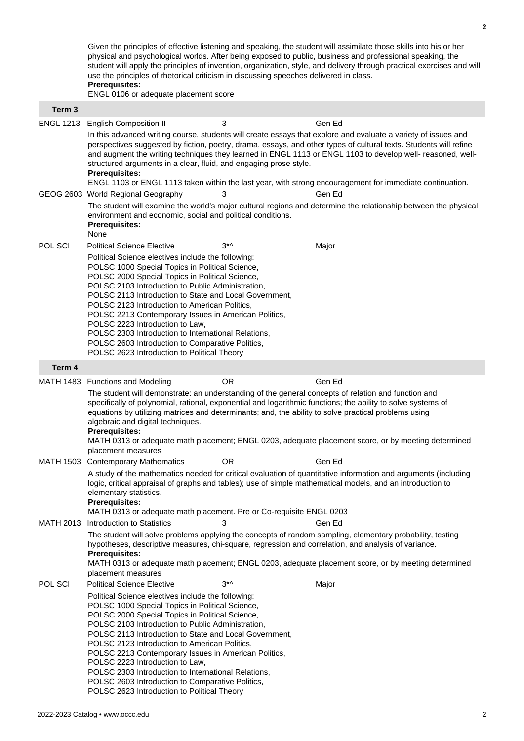Given the principles of effective listening and speaking, the student will assimilate those skills into his or her physical and psychological worlds. After being exposed to public, business and professional speaking, the student will apply the principles of invention, organization, style, and delivery through practical exercises and will use the principles of rhetorical criticism in discussing speeches delivered in class.
**Prerequisites:**
ENGL 0106 or adequate placement score

### Term 3

**ENGL 1213** English Composition II | 3 | Gen Ed

In this advanced writing course, students will create essays that explore and evaluate a variety of issues and perspectives suggested by fiction, poetry, drama, essays, and other types of cultural texts. Students will refine and augment the writing techniques they learned in ENGL 1113 or ENGL 1103 to develop well- reasoned, well-structured arguments in a clear, fluid, and engaging prose style.
**Prerequisites:**
ENGL 1103 or ENGL 1113 taken within the last year, with strong encouragement for immediate continuation.

**GEOG 2603** World Regional Geography | 3 | Gen Ed

The student will examine the world's major cultural regions and determine the relationship between the physical environment and economic, social and political conditions.
**Prerequisites:**
None

**POL SCI** Political Science Elective | 3*^ | Major

Political Science electives include the following:
POLSC 1000 Special Topics in Political Science,
POLSC 2000 Special Topics in Political Science,
POLSC 2103 Introduction to Public Administration,
POLSC 2113 Introduction to State and Local Government,
POLSC 2123 Introduction to American Politics,
POLSC 2213 Contemporary Issues in American Politics,
POLSC 2223 Introduction to Law,
POLSC 2303 Introduction to International Relations,
POLSC 2603 Introduction to Comparative Politics,
POLSC 2623 Introduction to Political Theory

### Term 4

**MATH 1483** Functions and Modeling | OR | Gen Ed

The student will demonstrate: an understanding of the general concepts of relation and function and specifically of polynomial, rational, exponential and logarithmic functions; the ability to solve systems of equations by utilizing matrices and determinants; and, the ability to solve practical problems using algebraic and digital techniques.
**Prerequisites:**
MATH 0313 or adequate math placement; ENGL 0203, adequate placement score, or by meeting determined placement measures

**MATH 1503** Contemporary Mathematics | OR | Gen Ed

A study of the mathematics needed for critical evaluation of quantitative information and arguments (including logic, critical appraisal of graphs and tables); use of simple mathematical models, and an introduction to elementary statistics.
**Prerequisites:**
MATH 0313 or adequate math placement. Pre or Co-requisite ENGL 0203

**MATH 2013** Introduction to Statistics | 3 | Gen Ed

The student will solve problems applying the concepts of random sampling, elementary probability, testing hypotheses, descriptive measures, chi-square, regression and correlation, and analysis of variance.
**Prerequisites:**
MATH 0313 or adequate math placement; ENGL 0203, adequate placement score, or by meeting determined placement measures

**POL SCI** Political Science Elective | 3*^ | Major

Political Science electives include the following:
POLSC 1000 Special Topics in Political Science,
POLSC 2000 Special Topics in Political Science,
POLSC 2103 Introduction to Public Administration,
POLSC 2113 Introduction to State and Local Government,
POLSC 2123 Introduction to American Politics,
POLSC 2213 Contemporary Issues in American Politics,
POLSC 2223 Introduction to Law,
POLSC 2303 Introduction to International Relations,
POLSC 2603 Introduction to Comparative Politics,
POLSC 2623 Introduction to Political Theory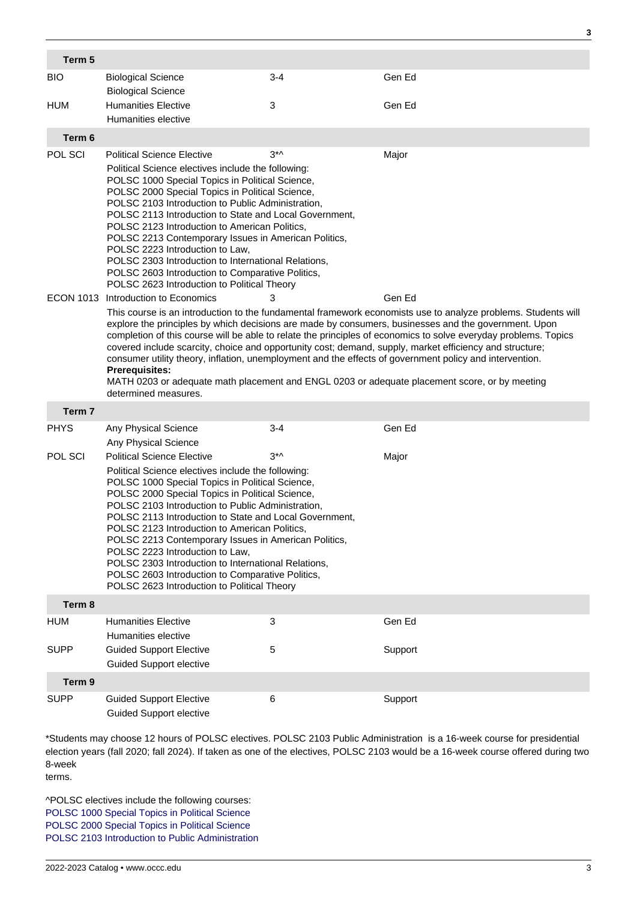| Term 5 | | | |
|---|---|---|---|
| BIO | Biological Science<br>Biological Science | 3-4 | Gen Ed |
| HUM | Humanities Elective<br>Humanities elective | 3 | Gen Ed |
| **Term 6** | | | |
| POL SCI | Political Science Elective<br>Political Science electives include the following:<br>POLSC 1000 Special Topics in Political Science,<br>POLSC 2000 Special Topics in Political Science,<br>POLSC 2103 Introduction to Public Administration,<br>POLSC 2113 Introduction to State and Local Government,<br>POLSC 2123 Introduction to American Politics,<br>POLSC 2213 Contemporary Issues in American Politics,<br>POLSC 2223 Introduction to Law,<br>POLSC 2303 Introduction to International Relations,<br>POLSC 2603 Introduction to Comparative Politics,<br>POLSC 2623 Introduction to Political Theory | 3*^ | Major |
| ECON 1013 | Introduction to Economics<br>This course is an introduction to the fundamental framework economists use to analyze problems. Students will explore the principles by which decisions are made by consumers, businesses and the government. Upon completion of this course will be able to relate the principles of economics to solve everyday problems. Topics covered include scarcity, choice and opportunity cost; demand, supply, market efficiency and structure; consumer utility theory, inflation, unemployment and the effects of government policy and intervention.<br>**Prerequisites:**<br>MATH 0203 or adequate math placement and ENGL 0203 or adequate placement score, or by meeting determined measures. | 3 | Gen Ed |
| **Term 7** | | | |
| PHYS | Any Physical Science<br>Any Physical Science | 3-4 | Gen Ed |
| POL SCI | Political Science Elective<br>Political Science electives include the following:<br>POLSC 1000 Special Topics in Political Science,<br>POLSC 2000 Special Topics in Political Science,<br>POLSC 2103 Introduction to Public Administration,<br>POLSC 2113 Introduction to State and Local Government,<br>POLSC 2123 Introduction to American Politics,<br>POLSC 2213 Contemporary Issues in American Politics,<br>POLSC 2223 Introduction to Law,<br>POLSC 2303 Introduction to International Relations,<br>POLSC 2603 Introduction to Comparative Politics,<br>POLSC 2623 Introduction to Political Theory | 3*^ | Major |
| **Term 8** | | | |
| HUM | Humanities Elective<br>Humanities elective | 3 | Gen Ed |
| SUPP | Guided Support Elective<br>Guided Support elective | 5 | Support |
| **Term 9** | | | |
| SUPP | Guided Support Elective<br>Guided Support elective | 6 | Support |

*Students may choose 12 hours of POLSC electives. POLSC 2103 Public Administration is a 16-week course for presidential election years (fall 2020; fall 2024). If taken as one of the electives, POLSC 2103 would be a 16-week course offered during two 8-week terms.

^POLSC electives include the following courses:
POLSC 1000 Special Topics in Political Science
POLSC 2000 Special Topics in Political Science
POLSC 2103 Introduction to Public Administration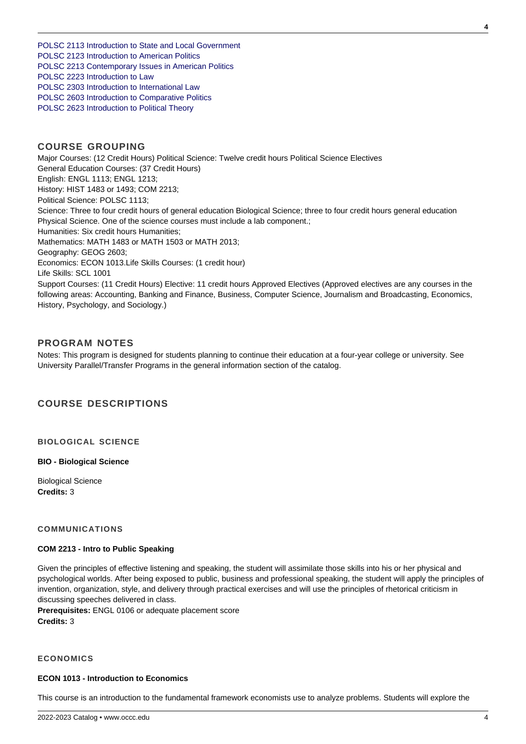POLSC 2113 Introduction to State and Local Government
POLSC 2123 Introduction to American Politics
POLSC 2213 Contemporary Issues in American Politics
POLSC 2223 Introduction to Law
POLSC 2303 Introduction to International Law
POLSC 2603 Introduction to Comparative Politics
POLSC 2623 Introduction to Political Theory

## COURSE GROUPING

Major Courses: (12 Credit Hours) Political Science: Twelve credit hours Political Science Electives
General Education Courses: (37 Credit Hours)
English: ENGL 1113; ENGL 1213;
History: HIST 1483 or 1493; COM 2213;
Political Science: POLSC 1113;
Science: Three to four credit hours of general education Biological Science; three to four credit hours general education Physical Science. One of the science courses must include a lab component.;
Humanities: Six credit hours Humanities;
Mathematics: MATH 1483 or MATH 1503 or MATH 2013;
Geography: GEOG 2603;
Economics: ECON 1013.Life Skills Courses: (1 credit hour)
Life Skills: SCL 1001
Support Courses: (11 Credit Hours) Elective: 11 credit hours Approved Electives (Approved electives are any courses in the following areas: Accounting, Banking and Finance, Business, Computer Science, Journalism and Broadcasting, Economics, History, Psychology, and Sociology.)

## PROGRAM NOTES

Notes: This program is designed for students planning to continue their education at a four-year college or university. See University Parallel/Transfer Programs in the general information section of the catalog.

## COURSE DESCRIPTIONS

### BIOLOGICAL SCIENCE

**BIO - Biological Science**

Biological Science
**Credits:** 3

### COMMUNICATIONS

**COM 2213 - Intro to Public Speaking**

Given the principles of effective listening and speaking, the student will assimilate those skills into his or her physical and psychological worlds. After being exposed to public, business and professional speaking, the student will apply the principles of invention, organization, style, and delivery through practical exercises and will use the principles of rhetorical criticism in discussing speeches delivered in class.
**Prerequisites:** ENGL 0106 or adequate placement score
**Credits:** 3

### ECONOMICS

**ECON 1013 - Introduction to Economics**

This course is an introduction to the fundamental framework economists use to analyze problems. Students will explore the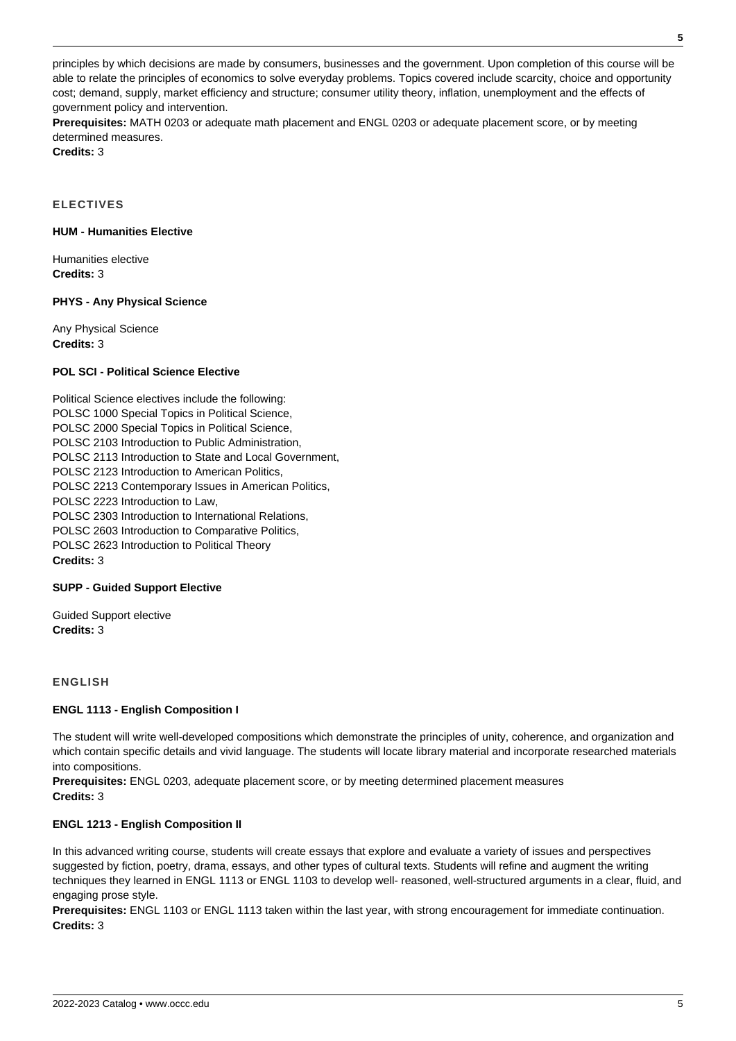principles by which decisions are made by consumers, businesses and the government. Upon completion of this course will be able to relate the principles of economics to solve everyday problems. Topics covered include scarcity, choice and opportunity cost; demand, supply, market efficiency and structure; consumer utility theory, inflation, unemployment and the effects of government policy and intervention.
**Prerequisites:** MATH 0203 or adequate math placement and ENGL 0203 or adequate placement score, or by meeting determined measures.
**Credits:** 3

## ELECTIVES

### HUM - Humanities Elective

Humanities elective
**Credits:** 3

### PHYS - Any Physical Science

Any Physical Science
**Credits:** 3

### POL SCI - Political Science Elective

Political Science electives include the following:
POLSC 1000 Special Topics in Political Science,
POLSC 2000 Special Topics in Political Science,
POLSC 2103 Introduction to Public Administration,
POLSC 2113 Introduction to State and Local Government,
POLSC 2123 Introduction to American Politics,
POLSC 2213 Contemporary Issues in American Politics,
POLSC 2223 Introduction to Law,
POLSC 2303 Introduction to International Relations,
POLSC 2603 Introduction to Comparative Politics,
POLSC 2623 Introduction to Political Theory
**Credits:** 3

### SUPP - Guided Support Elective

Guided Support elective
**Credits:** 3

## ENGLISH

### ENGL 1113 - English Composition I

The student will write well-developed compositions which demonstrate the principles of unity, coherence, and organization and which contain specific details and vivid language. The students will locate library material and incorporate researched materials into compositions.
**Prerequisites:** ENGL 0203, adequate placement score, or by meeting determined placement measures
**Credits:** 3

### ENGL 1213 - English Composition II

In this advanced writing course, students will create essays that explore and evaluate a variety of issues and perspectives suggested by fiction, poetry, drama, essays, and other types of cultural texts. Students will refine and augment the writing techniques they learned in ENGL 1113 or ENGL 1103 to develop well- reasoned, well-structured arguments in a clear, fluid, and engaging prose style.
**Prerequisites:** ENGL 1103 or ENGL 1113 taken within the last year, with strong encouragement for immediate continuation.
**Credits:** 3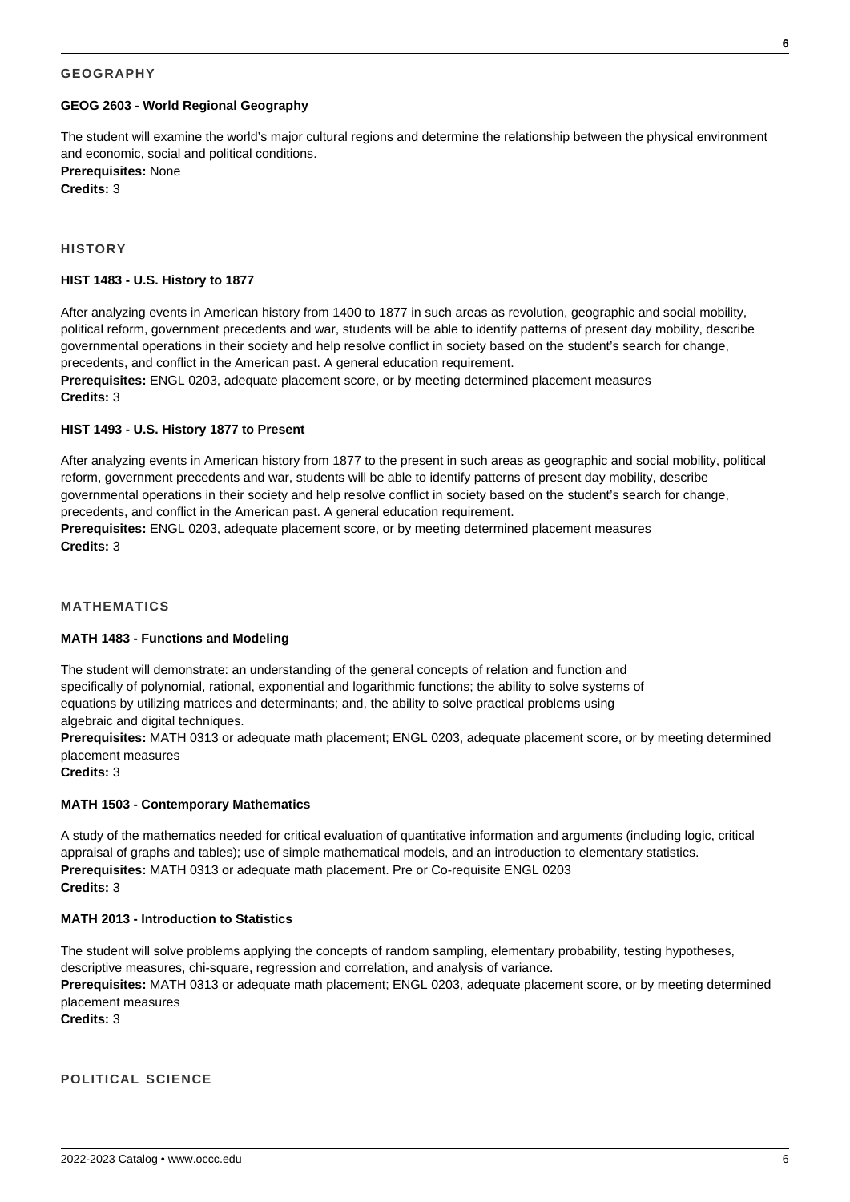## GEOGRAPHY

### GEOG 2603 - World Regional Geography

The student will examine the world's major cultural regions and determine the relationship between the physical environment and economic, social and political conditions.
**Prerequisites:** None
**Credits:** 3

## HISTORY

### HIST 1483 - U.S. History to 1877

After analyzing events in American history from 1400 to 1877 in such areas as revolution, geographic and social mobility, political reform, government precedents and war, students will be able to identify patterns of present day mobility, describe governmental operations in their society and help resolve conflict in society based on the student's search for change, precedents, and conflict in the American past. A general education requirement.
**Prerequisites:** ENGL 0203, adequate placement score, or by meeting determined placement measures
**Credits:** 3

### HIST 1493 - U.S. History 1877 to Present

After analyzing events in American history from 1877 to the present in such areas as geographic and social mobility, political reform, government precedents and war, students will be able to identify patterns of present day mobility, describe governmental operations in their society and help resolve conflict in society based on the student's search for change, precedents, and conflict in the American past. A general education requirement.
**Prerequisites:** ENGL 0203, adequate placement score, or by meeting determined placement measures
**Credits:** 3

## MATHEMATICS

### MATH 1483 - Functions and Modeling

The student will demonstrate: an understanding of the general concepts of relation and function and specifically of polynomial, rational, exponential and logarithmic functions; the ability to solve systems of equations by utilizing matrices and determinants; and, the ability to solve practical problems using algebraic and digital techniques.
**Prerequisites:** MATH 0313 or adequate math placement; ENGL 0203, adequate placement score, or by meeting determined placement measures
**Credits:** 3

### MATH 1503 - Contemporary Mathematics

A study of the mathematics needed for critical evaluation of quantitative information and arguments (including logic, critical appraisal of graphs and tables); use of simple mathematical models, and an introduction to elementary statistics.
**Prerequisites:** MATH 0313 or adequate math placement. Pre or Co-requisite ENGL 0203
**Credits:** 3

### MATH 2013 - Introduction to Statistics

The student will solve problems applying the concepts of random sampling, elementary probability, testing hypotheses, descriptive measures, chi-square, regression and correlation, and analysis of variance.
**Prerequisites:** MATH 0313 or adequate math placement; ENGL 0203, adequate placement score, or by meeting determined placement measures
**Credits:** 3

## POLITICAL SCIENCE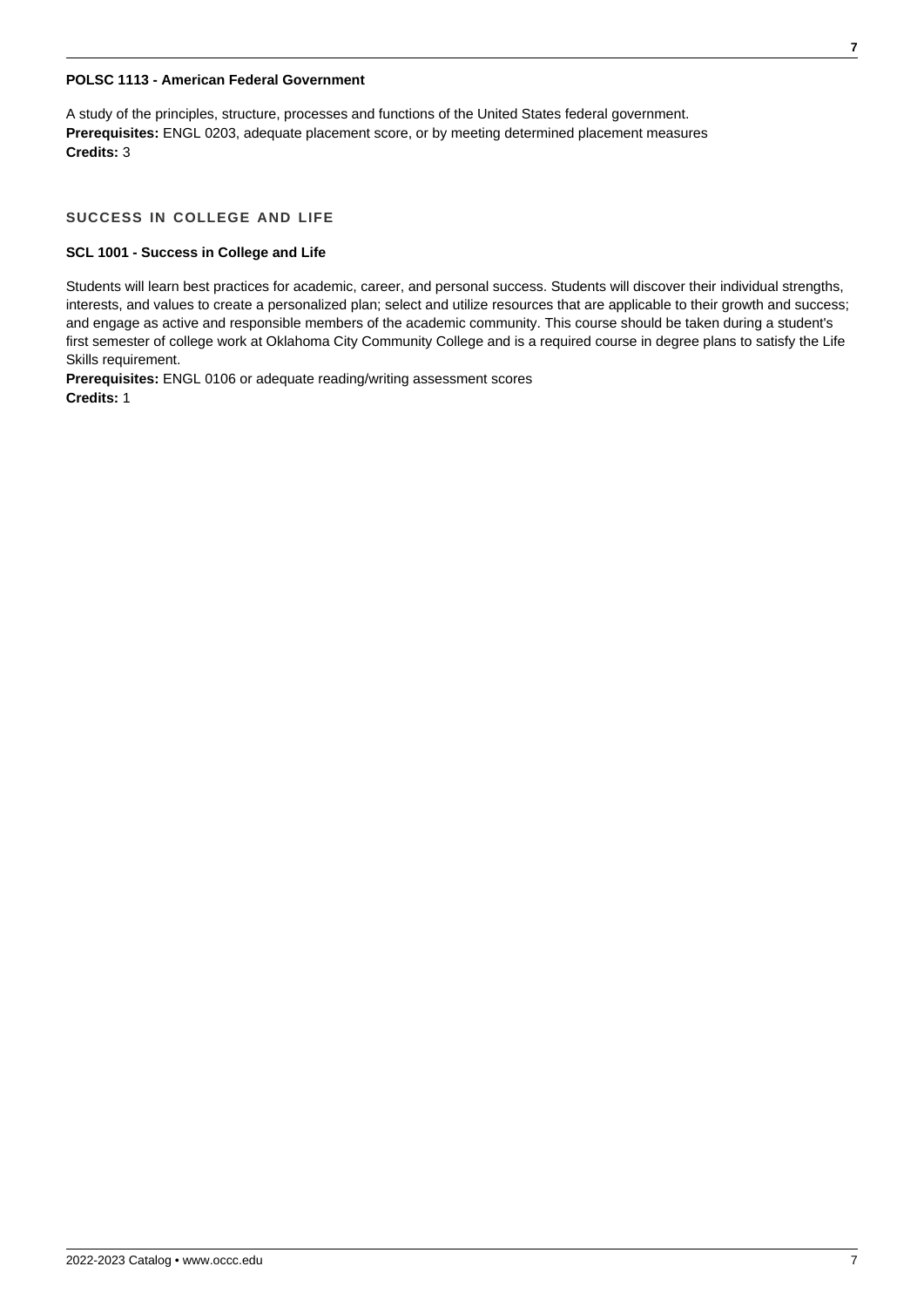**POLSC 1113 - American Federal Government**

A study of the principles, structure, processes and functions of the United States federal government.
**Prerequisites:** ENGL 0203, adequate placement score, or by meeting determined placement measures
**Credits:** 3

### SUCCESS IN COLLEGE AND LIFE

**SCL 1001 - Success in College and Life**

Students will learn best practices for academic, career, and personal success. Students will discover their individual strengths, interests, and values to create a personalized plan; select and utilize resources that are applicable to their growth and success; and engage as active and responsible members of the academic community. This course should be taken during a student's first semester of college work at Oklahoma City Community College and is a required course in degree plans to satisfy the Life Skills requirement.
**Prerequisites:** ENGL 0106 or adequate reading/writing assessment scores
**Credits:** 1